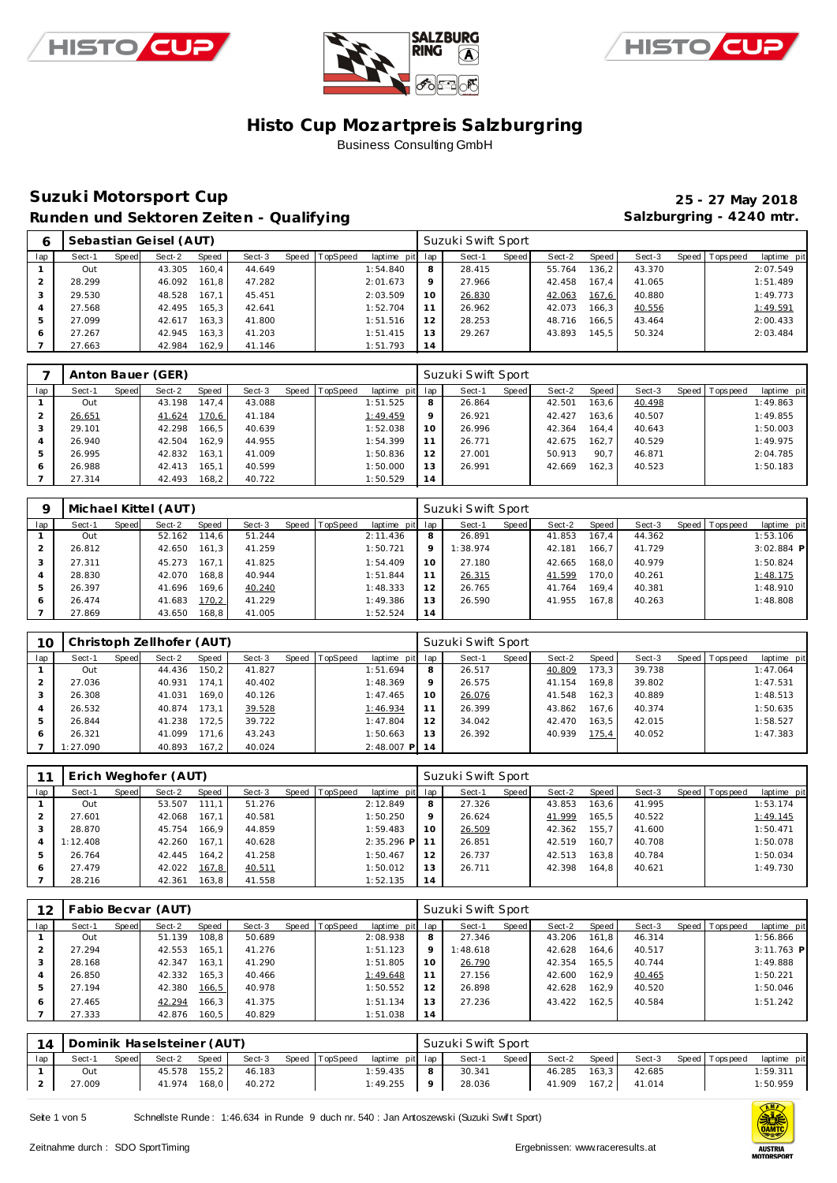# Histo Cup Mozartpreis Salzburgring

Business Consulting GmbH

## Suzuki Motorsport Cup

**25 - 27 May 2018**

## Runden und Sektoren Zeiten - Qualifying

**Salzburgring - 4240 mtr.**

### 6 Sebastian Geisel (AUT) — Suzuki Swift Sport

| lap | Sect-1 | Speed | Sect-2 | Speed | Sect-3 | Speed | TopSpeed | laptime pit | lap | Sect-1 | Speed | Sect-2 | Speed | Sect-3 | Speed | Topspeed | laptime pit |
|---|---|---|---|---|---|---|---|---|---|---|---|---|---|---|---|---|---|
| 1 | Out | | 43.305 | 160,4 | 44.649 | | | 1:54.840 | 8 | 28.415 | | 55.764 | 136,2 | 43.370 | | | 2:07.549 |
| 2 | 28.299 | | 46.092 | 161,8 | 47.282 | | | 2:01.673 | 9 | 27.966 | | 42.458 | 167,4 | 41.065 | | | 1:51.489 |
| 3 | 29.530 | | 48.528 | 167,1 | 45.451 | | | 2:03.509 | 10 | 26.830 | | 42.063 | 167,6 | 40.880 | | | 1:49.773 |
| 4 | 27.568 | | 42.495 | 165,3 | 42.641 | | | 1:52.704 | 11 | 26.962 | | 42.073 | 166,3 | 40.556 | | | 1:49.591 |
| 5 | 27.099 | | 42.617 | 163,3 | 41.800 | | | 1:51.516 | 12 | 28.253 | | 48.716 | 166,5 | 43.464 | | | 2:00.433 |
| 6 | 27.267 | | 42.945 | 163,3 | 41.203 | | | 1:51.415 | 13 | 29.267 | | 43.893 | 145,5 | 50.324 | | | 2:03.484 |
| 7 | 27.663 | | 42.984 | 162,9 | 41.146 | | | 1:51.793 | 14 | | | | | | | | |

### 7 Anton Bauer (GER) — Suzuki Swift Sport

| lap | Sect-1 | Speed | Sect-2 | Speed | Sect-3 | Speed | TopSpeed | laptime pit | lap | Sect-1 | Speed | Sect-2 | Speed | Sect-3 | Speed | Topspeed | laptime pit |
|---|---|---|---|---|---|---|---|---|---|---|---|---|---|---|---|---|---|
| 1 | Out | | 43.198 | 147,4 | 43.088 | | | 1:51.525 | 8 | 26.864 | | 42.501 | 163,6 | 40.498 | | | 1:49.863 |
| 2 | 26.651 | | 41.624 | 170,6 | 41.184 | | | 1:49.459 | 9 | 26.921 | | 42.427 | 163,6 | 40.507 | | | 1:49.855 |
| 3 | 29.101 | | 42.298 | 166,5 | 40.639 | | | 1:52.038 | 10 | 26.996 | | 42.364 | 164,4 | 40.643 | | | 1:50.003 |
| 4 | 26.940 | | 42.504 | 162,9 | 44.955 | | | 1:54.399 | 11 | 26.771 | | 42.675 | 162,7 | 40.529 | | | 1:49.975 |
| 5 | 26.995 | | 42.832 | 163,1 | 41.009 | | | 1:50.836 | 12 | 27.001 | | 50.913 | 90,7 | 46.871 | | | 2:04.785 |
| 6 | 26.988 | | 42.413 | 165,1 | 40.599 | | | 1:50.000 | 13 | 26.991 | | 42.669 | 162,3 | 40.523 | | | 1:50.183 |
| 7 | 27.314 | | 42.493 | 168,2 | 40.722 | | | 1:50.529 | 14 | | | | | | | | |

### 9 Michael Kittel (AUT) — Suzuki Swift Sport

| lap | Sect-1 | Speed | Sect-2 | Speed | Sect-3 | Speed | TopSpeed | laptime pit | lap | Sect-1 | Speed | Sect-2 | Speed | Sect-3 | Speed | Topspeed | laptime pit |
|---|---|---|---|---|---|---|---|---|---|---|---|---|---|---|---|---|---|
| 1 | Out | | 52.162 | 114,6 | 51.244 | | | 2:11.436 | 8 | 26.891 | | 41.853 | 167,4 | 44.362 | | | 1:53.106 |
| 2 | 26.812 | | 42.650 | 161,3 | 41.259 | | | 1:50.721 | 9 | 1:38.974 | | 42.181 | 166,7 | 41.729 | | | 3:02.884 P |
| 3 | 27.311 | | 45.273 | 167,1 | 41.825 | | | 1:54.409 | 10 | 27.180 | | 42.665 | 168,0 | 40.979 | | | 1:50.824 |
| 4 | 28.830 | | 42.070 | 168,8 | 40.944 | | | 1:51.844 | 11 | 26.315 | | 41.599 | 170,0 | 40.261 | | | 1:48.175 |
| 5 | 26.397 | | 41.696 | 169,6 | 40.240 | | | 1:48.333 | 12 | 26.765 | | 41.764 | 169,4 | 40.381 | | | 1:48.910 |
| 6 | 26.474 | | 41.683 | 170,2 | 41.229 | | | 1:49.386 | 13 | 26.590 | | 41.955 | 167,8 | 40.263 | | | 1:48.808 |
| 7 | 27.869 | | 43.650 | 168,8 | 41.005 | | | 1:52.524 | 14 | | | | | | | | |

### 10 Christoph Zellhofer (AUT) — Suzuki Swift Sport

| lap | Sect-1 | Speed | Sect-2 | Speed | Sect-3 | Speed | TopSpeed | laptime pit | lap | Sect-1 | Speed | Sect-2 | Speed | Sect-3 | Speed | Topspeed | laptime pit |
|---|---|---|---|---|---|---|---|---|---|---|---|---|---|---|---|---|---|
| 1 | Out | | 44.436 | 150,2 | 41.827 | | | 1:51.694 | 8 | 26.517 | | 40.809 | 173,3 | 39.738 | | | 1:47.064 |
| 2 | 27.036 | | 40.931 | 174,1 | 40.402 | | | 1:48.369 | 9 | 26.575 | | 41.154 | 169,8 | 39.802 | | | 1:47.531 |
| 3 | 26.308 | | 41.031 | 169,0 | 40.126 | | | 1:47.465 | 10 | 26.076 | | 41.548 | 162,3 | 40.889 | | | 1:48.513 |
| 4 | 26.532 | | 40.874 | 173,1 | 39.528 | | | 1:46.934 | 11 | 26.399 | | 43.862 | 167,6 | 40.374 | | | 1:50.635 |
| 5 | 26.844 | | 41.238 | 172,5 | 39.722 | | | 1:47.804 | 12 | 34.042 | | 42.470 | 163,5 | 42.015 | | | 1:58.527 |
| 6 | 26.321 | | 41.099 | 171,6 | 43.243 | | | 1:50.663 | 13 | 26.392 | | 40.939 | 175,4 | 40.052 | | | 1:47.383 |
| 7 | 1:27.090 | | 40.893 | 167,2 | 40.024 | | | 2:48.007 P | 14 | | | | | | | | |

### 11 Erich Weghofer (AUT) — Suzuki Swift Sport

| lap | Sect-1 | Speed | Sect-2 | Speed | Sect-3 | Speed | TopSpeed | laptime pit | lap | Sect-1 | Speed | Sect-2 | Speed | Sect-3 | Speed | Topspeed | laptime pit |
|---|---|---|---|---|---|---|---|---|---|---|---|---|---|---|---|---|---|
| 1 | Out | | 53.507 | 111,1 | 51.276 | | | 2:12.849 | 8 | 27.326 | | 43.853 | 163,6 | 41.995 | | | 1:53.174 |
| 2 | 27.601 | | 42.068 | 167,1 | 40.581 | | | 1:50.250 | 9 | 26.624 | | 41.999 | 165,5 | 40.522 | | | 1:49.145 |
| 3 | 28.870 | | 45.754 | 166,9 | 44.859 | | | 1:59.483 | 10 | 26.509 | | 42.362 | 155,7 | 41.600 | | | 1:50.471 |
| 4 | 1:12.408 | | 42.260 | 167,1 | 40.628 | | | 2:35.296 P | 11 | 26.851 | | 42.519 | 160,7 | 40.708 | | | 1:50.078 |
| 5 | 26.764 | | 42.445 | 164,2 | 41.258 | | | 1:50.467 | 12 | 26.737 | | 42.513 | 163,8 | 40.784 | | | 1:50.034 |
| 6 | 27.479 | | 42.022 | 167,8 | 40.511 | | | 1:50.012 | 13 | 26.711 | | 42.398 | 164,8 | 40.621 | | | 1:49.730 |
| 7 | 28.216 | | 42.361 | 163,8 | 41.558 | | | 1:52.135 | 14 | | | | | | | | |

### 12 Fabio Becvar (AUT) — Suzuki Swift Sport

| lap | Sect-1 | Speed | Sect-2 | Speed | Sect-3 | Speed | TopSpeed | laptime pit | lap | Sect-1 | Speed | Sect-2 | Speed | Sect-3 | Speed | Topspeed | laptime pit |
|---|---|---|---|---|---|---|---|---|---|---|---|---|---|---|---|---|---|
| 1 | Out | | 51.139 | 108,8 | 50.689 | | | 2:08.938 | 8 | 27.346 | | 43.206 | 161,8 | 46.314 | | | 1:56.866 |
| 2 | 27.294 | | 42.553 | 165,1 | 41.276 | | | 1:51.123 | 9 | 1:48.618 | | 42.628 | 164,6 | 40.517 | | | 3:11.763 P |
| 3 | 28.168 | | 42.347 | 163,1 | 41.290 | | | 1:51.805 | 10 | 26.790 | | 42.354 | 165,5 | 40.744 | | | 1:49.888 |
| 4 | 26.850 | | 42.332 | 165,3 | 40.466 | | | 1:49.648 | 11 | 27.156 | | 42.600 | 162,9 | 40.465 | | | 1:50.221 |
| 5 | 27.194 | | 42.380 | 166,5 | 40.978 | | | 1:50.552 | 12 | 26.898 | | 42.628 | 162,9 | 40.520 | | | 1:50.046 |
| 6 | 27.465 | | 42.294 | 166,3 | 41.375 | | | 1:51.134 | 13 | 27.236 | | 43.422 | 162,5 | 40.584 | | | 1:51.242 |
| 7 | 27.333 | | 42.876 | 160,5 | 40.829 | | | 1:51.038 | 14 | | | | | | | | |

### 14 Dominik Haselsteiner (AUT) — Suzuki Swift Sport

| lap | Sect-1 | Speed | Sect-2 | Speed | Sect-3 | Speed | TopSpeed | laptime pit | lap | Sect-1 | Speed | Sect-2 | Speed | Sect-3 | Speed | Topspeed | laptime pit |
|---|---|---|---|---|---|---|---|---|---|---|---|---|---|---|---|---|---|
| 1 | Out | | 45.578 | 155,2 | 46.183 | | | 1:59.435 | 8 | 30.341 | | 46.285 | 163,3 | 42.685 | | | 1:59.311 |
| 2 | 27.009 | | 41.974 | 168,0 | 40.272 | | | 1:49.255 | 9 | 28.036 | | 41.909 | 167,2 | 41.014 | | | 1:50.959 |

Schnellste Runde : 1:46.634 in Runde 9 duch nr. 540 : Jan Antoszewski (Suzuki Swift Sport)

Zeitnahme durch : SDO SportTiming

Ergebnissen: www.raceresults.at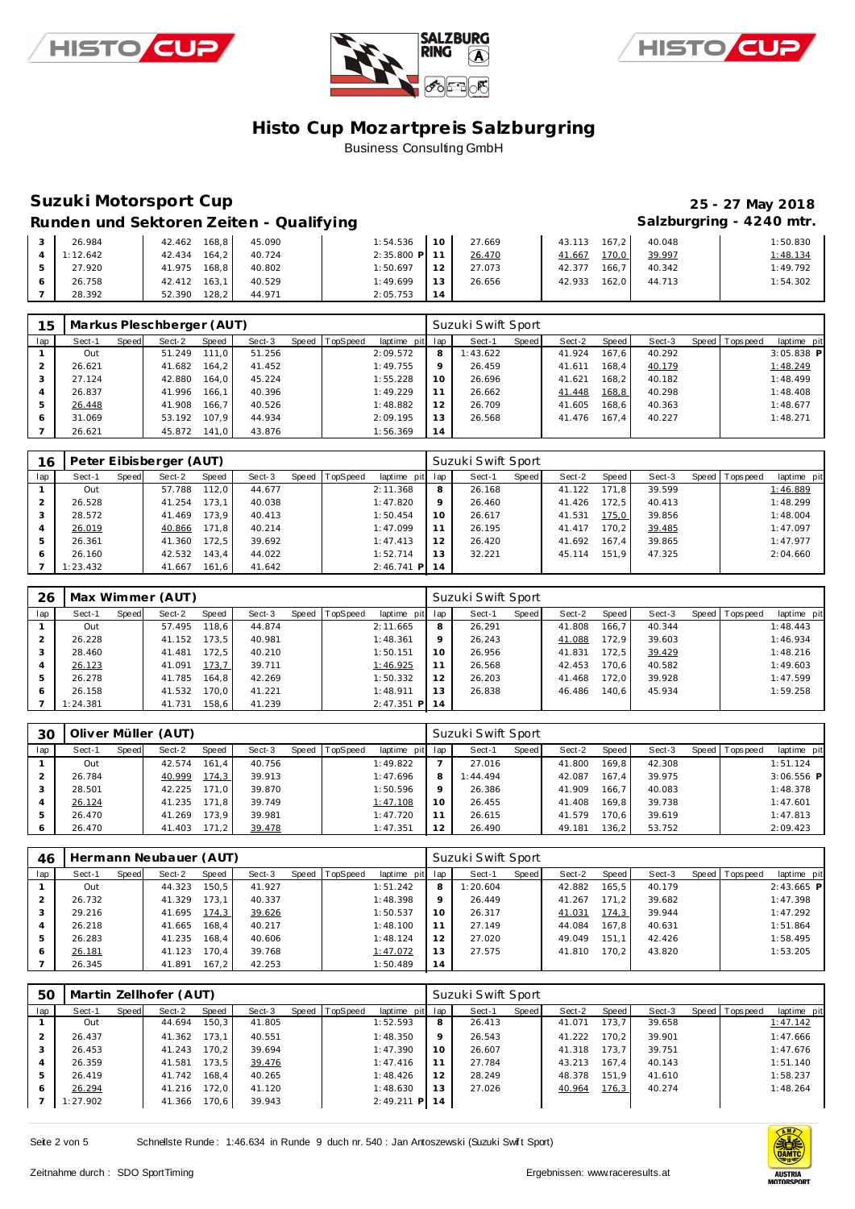# Histo Cup Mozartpreis Salzburgring

Business Consulting GmbH

## Suzuki Motorsport Cup

**25 - 27 May 2018**

### Runden und Sektoren Zeiten - Qualifying

**Salzburgring - 4240 mtr.**

| lap | Sect-1 | Speed | Sect-2 | Speed | Sect-3 | Speed | TopSpeed | laptime pit | lap | Sect-1 | Speed | Sect-2 | Speed | Sect-3 | Speed | Topspeed | laptime pit |
|---|---|---|---|---|---|---|---|---|---|---|---|---|---|---|---|---|---|
| 3 | 26.984 | | 42.462 | 168,8 | 45.090 | | | 1:54.536 | 10 | 27.669 | | 43.113 | 167,2 | 40.048 | | | 1:50.830 |
| 4 | 1:12.642 | | 42.434 | 164,2 | 40.724 | | | 2:35.800 P | 11 | 26.470 | | 41.667 | 170,0 | 39.997 | | | 1:48.134 |
| 5 | 27.920 | | 41.975 | 168,8 | 40.802 | | | 1:50.697 | 12 | 27.073 | | 42.377 | 166,7 | 40.342 | | | 1:49.792 |
| 6 | 26.758 | | 42.412 | 163,1 | 40.529 | | | 1:49.699 | 13 | 26.656 | | 42.933 | 162,0 | 44.713 | | | 1:54.302 |
| 7 | 28.392 | | 52.390 | 128,2 | 44.971 | | | 2:05.753 | 14 | | | | | | | | |

**15 Markus Pleschberger (AUT)** — Suzuki Swift Sport

| lap | Sect-1 | Speed | Sect-2 | Speed | Sect-3 | Speed | TopSpeed | laptime pit | lap | Sect-1 | Speed | Sect-2 | Speed | Sect-3 | Speed | Topspeed | laptime pit |
|---|---|---|---|---|---|---|---|---|---|---|---|---|---|---|---|---|---|
| 1 | Out | | 51.249 | 111,0 | 51.256 | | | 2:09.572 | 8 | 1:43.622 | | 41.924 | 167,6 | 40.292 | | | 3:05.838 P |
| 2 | 26.621 | | 41.682 | 164,2 | 41.452 | | | 1:49.755 | 9 | 26.459 | | 41.611 | 168,4 | 40.179 | | | 1:48.249 |
| 3 | 27.124 | | 42.880 | 164,0 | 45.224 | | | 1:55.228 | 10 | 26.696 | | 41.621 | 168,2 | 40.182 | | | 1:48.499 |
| 4 | 26.837 | | 41.996 | 166,1 | 40.396 | | | 1:49.229 | 11 | 26.662 | | 41.448 | 168,8 | 40.298 | | | 1:48.408 |
| 5 | 26.448 | | 41.908 | 166,7 | 40.526 | | | 1:48.882 | 12 | 26.709 | | 41.605 | 168,6 | 40.363 | | | 1:48.677 |
| 6 | 31.069 | | 53.192 | 107,9 | 44.934 | | | 2:09.195 | 13 | 26.568 | | 41.476 | 167,4 | 40.227 | | | 1:48.271 |
| 7 | 26.621 | | 45.872 | 141,0 | 43.876 | | | 1:56.369 | 14 | | | | | | | | |

**16 Peter Eibisberger (AUT)** — Suzuki Swift Sport

| lap | Sect-1 | Speed | Sect-2 | Speed | Sect-3 | Speed | TopSpeed | laptime pit | lap | Sect-1 | Speed | Sect-2 | Speed | Sect-3 | Speed | Topspeed | laptime pit |
|---|---|---|---|---|---|---|---|---|---|---|---|---|---|---|---|---|---|
| 1 | Out | | 57.788 | 112,0 | 44.677 | | | 2:11.368 | 8 | 26.168 | | 41.122 | 171,8 | 39.599 | | | 1:46.889 |
| 2 | 26.528 | | 41.254 | 173,1 | 40.038 | | | 1:47.820 | 9 | 26.460 | | 41.426 | 172,5 | 40.413 | | | 1:48.299 |
| 3 | 28.572 | | 41.469 | 173,9 | 40.413 | | | 1:50.454 | 10 | 26.617 | | 41.531 | 175,0 | 39.856 | | | 1:48.004 |
| 4 | 26.019 | | 40.866 | 171,8 | 40.214 | | | 1:47.099 | 11 | 26.195 | | 41.417 | 170,2 | 39.485 | | | 1:47.097 |
| 5 | 26.361 | | 41.360 | 172,5 | 39.692 | | | 1:47.413 | 12 | 26.420 | | 41.692 | 167,4 | 39.865 | | | 1:47.977 |
| 6 | 26.160 | | 42.532 | 143,4 | 44.022 | | | 1:52.714 | 13 | 32.221 | | 45.114 | 151,9 | 47.325 | | | 2:04.660 |
| 7 | 1:23.432 | | 41.667 | 161,6 | 41.642 | | | 2:46.741 P | 14 | | | | | | | | |

**26 Max Wimmer (AUT)** — Suzuki Swift Sport

| lap | Sect-1 | Speed | Sect-2 | Speed | Sect-3 | Speed | TopSpeed | laptime pit | lap | Sect-1 | Speed | Sect-2 | Speed | Sect-3 | Speed | Topspeed | laptime pit |
|---|---|---|---|---|---|---|---|---|---|---|---|---|---|---|---|---|---|
| 1 | Out | | 57.495 | 118,6 | 44.874 | | | 2:11.665 | 8 | 26.291 | | 41.808 | 166,7 | 40.344 | | | 1:48.443 |
| 2 | 26.228 | | 41.152 | 173,5 | 40.981 | | | 1:48.361 | 9 | 26.243 | | 41.088 | 172,9 | 39.603 | | | 1:46.934 |
| 3 | 28.460 | | 41.481 | 172,5 | 40.210 | | | 1:50.151 | 10 | 26.956 | | 41.831 | 172,5 | 39.429 | | | 1:48.216 |
| 4 | 26.123 | | 41.091 | 173,7 | 39.711 | | | 1:46.925 | 11 | 26.568 | | 42.453 | 170,6 | 40.582 | | | 1:49.603 |
| 5 | 26.278 | | 41.785 | 164,8 | 42.269 | | | 1:50.332 | 12 | 26.203 | | 41.468 | 172,0 | 39.928 | | | 1:47.599 |
| 6 | 26.158 | | 41.532 | 170,0 | 41.221 | | | 1:48.911 | 13 | 26.838 | | 46.486 | 140,6 | 45.934 | | | 1:59.258 |
| 7 | 1:24.381 | | 41.731 | 158,6 | 41.239 | | | 2:47.351 P | 14 | | | | | | | | |

**30 Oliver Müller (AUT)** — Suzuki Swift Sport

| lap | Sect-1 | Speed | Sect-2 | Speed | Sect-3 | Speed | TopSpeed | laptime pit | lap | Sect-1 | Speed | Sect-2 | Speed | Sect-3 | Speed | Topspeed | laptime pit |
|---|---|---|---|---|---|---|---|---|---|---|---|---|---|---|---|---|---|
| 1 | Out | | 42.574 | 161,4 | 40.756 | | | 1:49.822 | 7 | 27.016 | | 41.800 | 169,8 | 42.308 | | | 1:51.124 |
| 2 | 26.784 | | 40.999 | 174,3 | 39.913 | | | 1:47.696 | 8 | 1:44.494 | | 42.087 | 167,4 | 39.975 | | | 3:06.556 P |
| 3 | 28.501 | | 42.225 | 171,0 | 39.870 | | | 1:50.596 | 9 | 26.386 | | 41.909 | 166,7 | 40.083 | | | 1:48.378 |
| 4 | 26.124 | | 41.235 | 171,8 | 39.749 | | | 1:47.108 | 10 | 26.455 | | 41.408 | 169,8 | 39.738 | | | 1:47.601 |
| 5 | 26.470 | | 41.269 | 173,9 | 39.981 | | | 1:47.720 | 11 | 26.615 | | 41.579 | 170,6 | 39.619 | | | 1:47.813 |
| 6 | 26.470 | | 41.403 | 171,2 | 39.478 | | | 1:47.351 | 12 | 26.490 | | 49.181 | 136,2 | 53.752 | | | 2:09.423 |

**46 Hermann Neubauer (AUT)** — Suzuki Swift Sport

| lap | Sect-1 | Speed | Sect-2 | Speed | Sect-3 | Speed | TopSpeed | laptime pit | lap | Sect-1 | Speed | Sect-2 | Speed | Sect-3 | Speed | Topspeed | laptime pit |
|---|---|---|---|---|---|---|---|---|---|---|---|---|---|---|---|---|---|
| 1 | Out | | 44.323 | 150,5 | 41.927 | | | 1:51.242 | 8 | 1:20.604 | | 42.882 | 165,5 | 40.179 | | | 2:43.665 P |
| 2 | 26.732 | | 41.329 | 173,1 | 40.337 | | | 1:48.398 | 9 | 26.449 | | 41.267 | 171,2 | 39.682 | | | 1:47.398 |
| 3 | 29.216 | | 41.695 | 174,3 | 39.626 | | | 1:50.537 | 10 | 26.317 | | 41.031 | 174,3 | 39.944 | | | 1:47.292 |
| 4 | 26.218 | | 41.665 | 168,4 | 40.217 | | | 1:48.100 | 11 | 27.149 | | 44.084 | 167,8 | 40.631 | | | 1:51.864 |
| 5 | 26.283 | | 41.235 | 168,4 | 40.606 | | | 1:48.124 | 12 | 27.020 | | 49.049 | 151,1 | 42.426 | | | 1:58.495 |
| 6 | 26.181 | | 41.123 | 170,4 | 39.768 | | | 1:47.072 | 13 | 27.575 | | 41.810 | 170,2 | 43.820 | | | 1:53.205 |
| 7 | 26.345 | | 41.891 | 167,2 | 42.253 | | | 1:50.489 | 14 | | | | | | | | |

**50 Martin Zellhofer (AUT)** — Suzuki Swift Sport

| lap | Sect-1 | Speed | Sect-2 | Speed | Sect-3 | Speed | TopSpeed | laptime pit | lap | Sect-1 | Speed | Sect-2 | Speed | Sect-3 | Speed | Topspeed | laptime pit |
|---|---|---|---|---|---|---|---|---|---|---|---|---|---|---|---|---|---|
| 1 | Out | | 44.694 | 150,3 | 41.805 | | | 1:52.593 | 8 | 26.413 | | 41.071 | 173,7 | 39.658 | | | 1:47.142 |
| 2 | 26.437 | | 41.362 | 173,1 | 40.551 | | | 1:48.350 | 9 | 26.543 | | 41.222 | 170,2 | 39.901 | | | 1:47.666 |
| 3 | 26.453 | | 41.243 | 170,2 | 39.694 | | | 1:47.390 | 10 | 26.607 | | 41.318 | 173,7 | 39.751 | | | 1:47.676 |
| 4 | 26.359 | | 41.581 | 173,5 | 39.476 | | | 1:47.416 | 11 | 27.784 | | 43.213 | 167,4 | 40.143 | | | 1:51.140 |
| 5 | 26.419 | | 41.742 | 168,4 | 40.265 | | | 1:48.426 | 12 | 28.249 | | 48.378 | 151,9 | 41.610 | | | 1:58.237 |
| 6 | 26.294 | | 41.216 | 172,0 | 41.120 | | | 1:48.630 | 13 | 27.026 | | 40.964 | 176,3 | 40.274 | | | 1:48.264 |
| 7 | 1:27.902 | | 41.366 | 170,6 | 39.943 | | | 2:49.211 P | 14 | | | | | | | | |

Schnellste Runde: 1:46.634 in Runde 9 duch nr. 540 : Jan Antoszewski (Suzuki Swift Sport)

Zeitnahme durch : SDO SportTiming

Ergebnissen: www.raceresults.at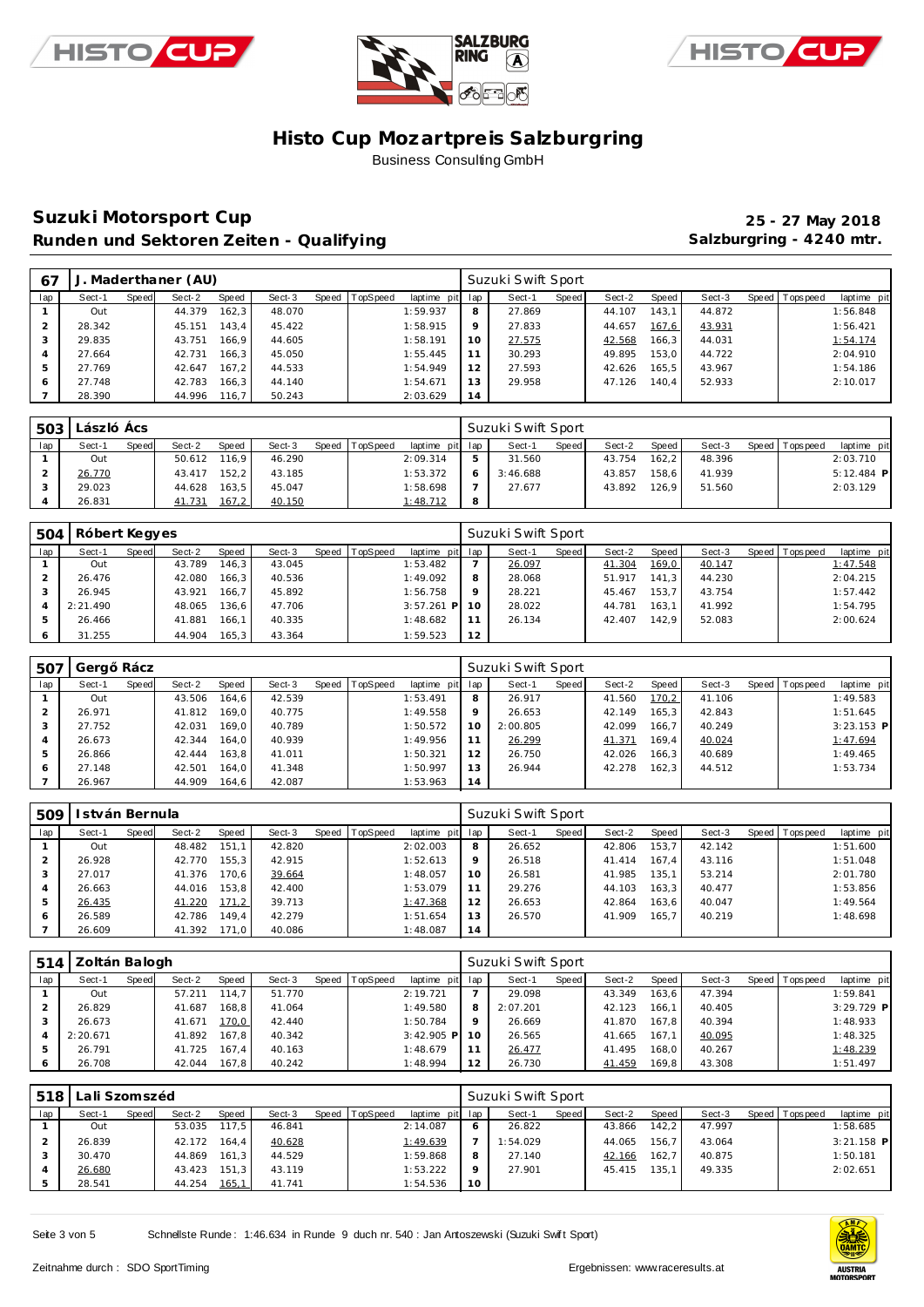# Histo Cup Mozartpreis Salzburgring

Business Consulting GmbH

## Suzuki Motorsport Cup

**Runden und Sektoren Zeiten - Qualifying**

**25 - 27 May 2018**

**Salzburgring - 4240 mtr.**

### 67 J. Maderthaner (AU) — Suzuki Swift Sport

| lap | Sect-1 | Speed | Sect-2 | Speed | Sect-3 | Speed | TopSpeed | laptime pit | lap | Sect-1 | Speed | Sect-2 | Speed | Sect-3 | Speed | Topspeed | laptime pit |
|---|---|---|---|---|---|---|---|---|---|---|---|---|---|---|---|---|---|
| 1 | Out | | 44.379 | 162,3 | 48.070 | | | 1:59.937 | 8 | 27.869 | | 44.107 | 143,1 | 44.872 | | | 1:56.848 |
| 2 | 28.342 | | 45.151 | 143,4 | 45.422 | | | 1:58.915 | 9 | 27.833 | | 44.657 | 167,6 | 43.931 | | | 1:56.421 |
| 3 | 29.835 | | 43.751 | 166,9 | 44.605 | | | 1:58.191 | 10 | 27.575 | | 42.568 | 166,3 | 44.031 | | | 1:54.174 |
| 4 | 27.664 | | 42.731 | 166,3 | 45.050 | | | 1:55.445 | 11 | 30.293 | | 49.895 | 153,0 | 44.722 | | | 2:04.910 |
| 5 | 27.769 | | 42.647 | 167,2 | 44.533 | | | 1:54.949 | 12 | 27.593 | | 42.626 | 165,5 | 43.967 | | | 1:54.186 |
| 6 | 27.748 | | 42.783 | 166,3 | 44.140 | | | 1:54.671 | 13 | 29.958 | | 47.126 | 140,4 | 52.933 | | | 2:10.017 |
| 7 | 28.390 | | 44.996 | 116,7 | 50.243 | | | 2:03.629 | 14 | | | | | | | | |

### 503 László Ács — Suzuki Swift Sport

| lap | Sect-1 | Speed | Sect-2 | Speed | Sect-3 | Speed | TopSpeed | laptime pit | lap | Sect-1 | Speed | Sect-2 | Speed | Sect-3 | Speed | Topspeed | laptime pit |
|---|---|---|---|---|---|---|---|---|---|---|---|---|---|---|---|---|---|
| 1 | Out | | 50.612 | 116,9 | 46.290 | | | 2:09.314 | 5 | 31.560 | | 43.754 | 162,2 | 48.396 | | | 2:03.710 |
| 2 | 26.770 | | 43.417 | 152,2 | 43.185 | | | 1:53.372 | 6 | 3:46.688 | | 43.857 | 158,6 | 41.939 | | | 5:12.484 P |
| 3 | 29.023 | | 44.628 | 163,5 | 45.047 | | | 1:58.698 | 7 | 27.677 | | 43.892 | 126,9 | 51.560 | | | 2:03.129 |
| 4 | 26.831 | | 41.731 | 167,2 | 40.150 | | | 1:48.712 | 8 | | | | | | | | |

### 504 Róbert Kegyes — Suzuki Swift Sport

| lap | Sect-1 | Speed | Sect-2 | Speed | Sect-3 | Speed | TopSpeed | laptime pit | lap | Sect-1 | Speed | Sect-2 | Speed | Sect-3 | Speed | Topspeed | laptime pit |
|---|---|---|---|---|---|---|---|---|---|---|---|---|---|---|---|---|---|
| 1 | Out | | 43.789 | 146,3 | 43.045 | | | 1:53.482 | 7 | 26.097 | | 41.304 | 169,0 | 40.147 | | | 1:47.548 |
| 2 | 26.476 | | 42.080 | 166,3 | 40.536 | | | 1:49.092 | 8 | 28.068 | | 51.917 | 141,3 | 44.230 | | | 2:04.215 |
| 3 | 26.945 | | 43.921 | 166,7 | 45.892 | | | 1:56.758 | 9 | 28.221 | | 45.467 | 153,7 | 43.754 | | | 1:57.442 |
| 4 | 2:21.490 | | 48.065 | 136,6 | 47.706 | | | 3:57.261 P | 10 | 28.022 | | 44.781 | 163,1 | 41.992 | | | 1:54.795 |
| 5 | 26.466 | | 41.881 | 166,1 | 40.335 | | | 1:48.682 | 11 | 26.134 | | 42.407 | 142,9 | 52.083 | | | 2:00.624 |
| 6 | 31.255 | | 44.904 | 165,3 | 43.364 | | | 1:59.523 | 12 | | | | | | | | |

### 507 Gergő Rácz — Suzuki Swift Sport

| lap | Sect-1 | Speed | Sect-2 | Speed | Sect-3 | Speed | TopSpeed | laptime pit | lap | Sect-1 | Speed | Sect-2 | Speed | Sect-3 | Speed | Topspeed | laptime pit |
|---|---|---|---|---|---|---|---|---|---|---|---|---|---|---|---|---|---|
| 1 | Out | | 43.506 | 164,6 | 42.539 | | | 1:53.491 | 8 | 26.917 | | 41.560 | 170,2 | 41.106 | | | 1:49.583 |
| 2 | 26.971 | | 41.812 | 169,0 | 40.775 | | | 1:49.558 | 9 | 26.653 | | 42.149 | 165,3 | 42.843 | | | 1:51.645 |
| 3 | 27.752 | | 42.031 | 169,0 | 40.789 | | | 1:50.572 | 10 | 2:00.805 | | 42.099 | 166,7 | 40.249 | | | 3:23.153 P |
| 4 | 26.673 | | 42.344 | 164,0 | 40.939 | | | 1:49.956 | 11 | 26.299 | | 41.371 | 169,4 | 40.024 | | | 1:47.694 |
| 5 | 26.866 | | 42.444 | 163,8 | 41.011 | | | 1:50.321 | 12 | 26.750 | | 42.026 | 166,3 | 40.689 | | | 1:49.465 |
| 6 | 27.148 | | 42.501 | 164,0 | 41.348 | | | 1:50.997 | 13 | 26.944 | | 42.278 | 162,3 | 44.512 | | | 1:53.734 |
| 7 | 26.967 | | 44.909 | 164,6 | 42.087 | | | 1:53.963 | 14 | | | | | | | | |

### 509 István Bernula — Suzuki Swift Sport

| lap | Sect-1 | Speed | Sect-2 | Speed | Sect-3 | Speed | TopSpeed | laptime pit | lap | Sect-1 | Speed | Sect-2 | Speed | Sect-3 | Speed | Topspeed | laptime pit |
|---|---|---|---|---|---|---|---|---|---|---|---|---|---|---|---|---|---|
| 1 | Out | | 48.482 | 151,1 | 42.820 | | | 2:02.003 | 8 | 26.652 | | 42.806 | 153,7 | 42.142 | | | 1:51.600 |
| 2 | 26.928 | | 42.770 | 155,3 | 42.915 | | | 1:52.613 | 9 | 26.518 | | 41.414 | 167,4 | 43.116 | | | 1:51.048 |
| 3 | 27.017 | | 41.376 | 170,6 | 39.664 | | | 1:48.057 | 10 | 26.581 | | 41.985 | 135,1 | 53.214 | | | 2:01.780 |
| 4 | 26.663 | | 44.016 | 153,8 | 42.400 | | | 1:53.079 | 11 | 29.276 | | 44.103 | 163,3 | 40.477 | | | 1:53.856 |
| 5 | 26.435 | | 41.220 | 171,2 | 39.713 | | | 1:47.368 | 12 | 26.653 | | 42.864 | 163,6 | 40.047 | | | 1:49.564 |
| 6 | 26.589 | | 42.786 | 149,4 | 42.279 | | | 1:51.654 | 13 | 26.570 | | 41.909 | 165,7 | 40.219 | | | 1:48.698 |
| 7 | 26.609 | | 41.392 | 171,0 | 40.086 | | | 1:48.087 | 14 | | | | | | | | |

### 514 Zoltán Balogh — Suzuki Swift Sport

| lap | Sect-1 | Speed | Sect-2 | Speed | Sect-3 | Speed | TopSpeed | laptime pit | lap | Sect-1 | Speed | Sect-2 | Speed | Sect-3 | Speed | Topspeed | laptime pit |
|---|---|---|---|---|---|---|---|---|---|---|---|---|---|---|---|---|---|
| 1 | Out | | 57.211 | 114,7 | 51.770 | | | 2:19.721 | 7 | 29.098 | | 43.349 | 163,6 | 47.394 | | | 1:59.841 |
| 2 | 26.829 | | 41.687 | 168,8 | 41.064 | | | 1:49.580 | 8 | 2:07.201 | | 42.123 | 166,1 | 40.405 | | | 3:29.729 P |
| 3 | 26.673 | | 41.671 | 170,0 | 42.440 | | | 1:50.784 | 9 | 26.669 | | 41.870 | 167,8 | 40.394 | | | 1:48.933 |
| 4 | 2:20.671 | | 41.892 | 167,8 | 40.342 | | | 3:42.905 P | 10 | 26.565 | | 41.665 | 167,1 | 40.095 | | | 1:48.325 |
| 5 | 26.791 | | 41.725 | 167,4 | 40.163 | | | 1:48.679 | 11 | 26.477 | | 41.495 | 168,0 | 40.267 | | | 1:48.239 |
| 6 | 26.708 | | 42.044 | 167,8 | 40.242 | | | 1:48.994 | 12 | 26.730 | | 41.459 | 169,8 | 43.308 | | | 1:51.497 |

### 518 Lali Szomszéd — Suzuki Swift Sport

| lap | Sect-1 | Speed | Sect-2 | Speed | Sect-3 | Speed | TopSpeed | laptime pit | lap | Sect-1 | Speed | Sect-2 | Speed | Sect-3 | Speed | Topspeed | laptime pit |
|---|---|---|---|---|---|---|---|---|---|---|---|---|---|---|---|---|---|
| 1 | Out | | 53.035 | 117,5 | 46.841 | | | 2:14.087 | 6 | 26.822 | | 43.866 | 142,2 | 47.997 | | | 1:58.685 |
| 2 | 26.839 | | 42.172 | 164,4 | 40.628 | | | 1:49.639 | 7 | 1:54.029 | | 44.065 | 156,7 | 43.064 | | | 3:21.158 P |
| 3 | 30.470 | | 44.869 | 161,3 | 44.529 | | | 1:59.868 | 8 | 27.140 | | 42.166 | 162,7 | 40.875 | | | 1:50.181 |
| 4 | 26.680 | | 43.423 | 151,3 | 43.119 | | | 1:53.222 | 9 | 27.901 | | 45.415 | 135,1 | 49.335 | | | 2:02.651 |
| 5 | 28.541 | | 44.254 | 165,1 | 41.741 | | | 1:54.536 | 10 | | | | | | | | |

Schnellste Runde: 1:46.634 in Runde 9 duch nr. 540 : Jan Antoszewski (Suzuki Swift Sport)

Zeitnahme durch : SDO SportTiming

Ergebnissen: www.raceresults.at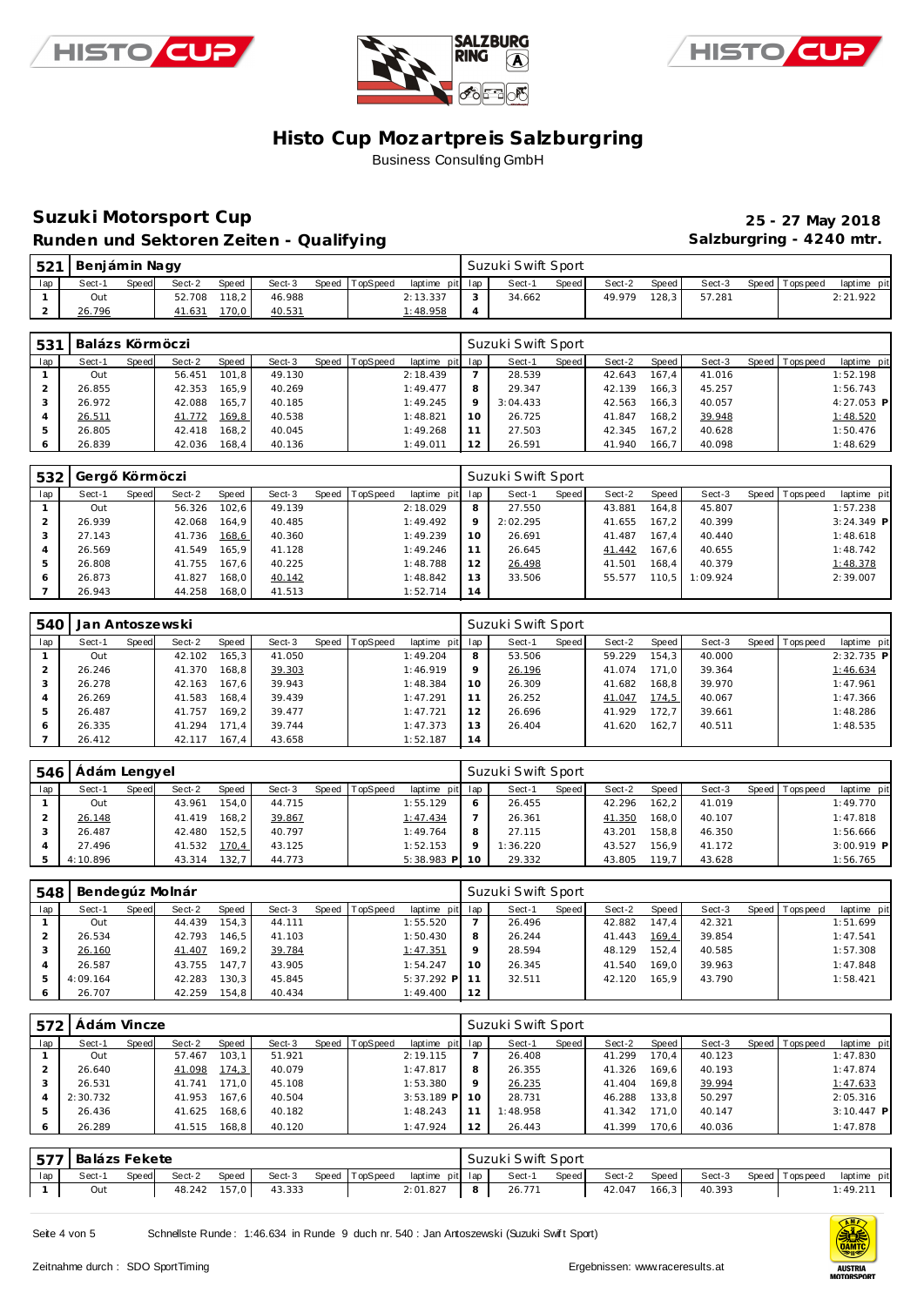# Histo Cup Mozartpreis Salzburgring

Business Consulting GmbH

## Suzuki Motorsport Cup

**25 - 27 May 2018**

## Runden und Sektoren Zeiten - Qualifying

**Salzburgring - 4240 mtr.**

### 521 Benjámin Nagy — Suzuki Swift Sport

| lap | Sect-1 | Speed | Sect-2 | Speed | Sect-3 | Speed | TopSpeed | laptime pit | lap | Sect-1 | Speed | Sect-2 | Speed | Sect-3 | Speed | Topspeed | laptime pit |
|---|---|---|---|---|---|---|---|---|---|---|---|---|---|---|---|---|---|
| 1 | Out | | 52.708 | 118,2 | 46.988 | | | 2:13.337 | 3 | 34.662 | | 49.979 | 128,3 | 57.281 | | | 2:21.922 |
| 2 | 26.796 | | 41.631 | 170,0 | 40.531 | | | 1:48.958 | 4 | | | | | | | | |

### 531 Balázs Körmöczi — Suzuki Swift Sport

| lap | Sect-1 | Speed | Sect-2 | Speed | Sect-3 | Speed | TopSpeed | laptime pit | lap | Sect-1 | Speed | Sect-2 | Speed | Sect-3 | Speed | Topspeed | laptime pit |
|---|---|---|---|---|---|---|---|---|---|---|---|---|---|---|---|---|---|
| 1 | Out | | 56.451 | 101,8 | 49.130 | | | 2:18.439 | 7 | 28.539 | | 42.643 | 167,4 | 41.016 | | | 1:52.198 |
| 2 | 26.855 | | 42.353 | 165,9 | 40.269 | | | 1:49.477 | 8 | 29.347 | | 42.139 | 166,3 | 45.257 | | | 1:56.743 |
| 3 | 26.972 | | 42.088 | 165,7 | 40.185 | | | 1:49.245 | 9 | 3:04.433 | | 42.563 | 166,3 | 40.057 | | | 4:27.053 P |
| 4 | 26.511 | | 41.772 | 169,8 | 40.538 | | | 1:48.821 | 10 | 26.725 | | 41.847 | 168,2 | 39.948 | | | 1:48.520 |
| 5 | 26.805 | | 42.418 | 168,2 | 40.045 | | | 1:49.268 | 11 | 27.503 | | 42.345 | 167,2 | 40.628 | | | 1:50.476 |
| 6 | 26.839 | | 42.036 | 168,4 | 40.136 | | | 1:49.011 | 12 | 26.591 | | 41.940 | 166,7 | 40.098 | | | 1:48.629 |

### 532 Gergő Körmöczi — Suzuki Swift Sport

| lap | Sect-1 | Speed | Sect-2 | Speed | Sect-3 | Speed | TopSpeed | laptime pit | lap | Sect-1 | Speed | Sect-2 | Speed | Sect-3 | Speed | Topspeed | laptime pit |
|---|---|---|---|---|---|---|---|---|---|---|---|---|---|---|---|---|---|
| 1 | Out | | 56.326 | 102,6 | 49.139 | | | 2:18.029 | 8 | 27.550 | | 43.881 | 164,8 | 45.807 | | | 1:57.238 |
| 2 | 26.939 | | 42.068 | 164,9 | 40.485 | | | 1:49.492 | 9 | 2:02.295 | | 41.655 | 167,2 | 40.399 | | | 3:24.349 P |
| 3 | 27.143 | | 41.736 | 168,6 | 40.360 | | | 1:49.239 | 10 | 26.691 | | 41.487 | 167,4 | 40.440 | | | 1:48.618 |
| 4 | 26.569 | | 41.549 | 165,9 | 41.128 | | | 1:49.246 | 11 | 26.645 | | 41.442 | 167,6 | 40.655 | | | 1:48.742 |
| 5 | 26.808 | | 41.755 | 167,6 | 40.225 | | | 1:48.788 | 12 | 26.498 | | 41.501 | 168,4 | 40.379 | | | 1:48.378 |
| 6 | 26.873 | | 41.827 | 168,0 | 40.142 | | | 1:48.842 | 13 | 33.506 | | 55.577 | 110,5 | 1:09.924 | | | 2:39.007 |
| 7 | 26.943 | | 44.258 | 168,0 | 41.513 | | | 1:52.714 | 14 | | | | | | | | |

### 540 Jan Antoszewski — Suzuki Swift Sport

| lap | Sect-1 | Speed | Sect-2 | Speed | Sect-3 | Speed | TopSpeed | laptime pit | lap | Sect-1 | Speed | Sect-2 | Speed | Sect-3 | Speed | Topspeed | laptime pit |
|---|---|---|---|---|---|---|---|---|---|---|---|---|---|---|---|---|---|
| 1 | Out | | 42.102 | 165,3 | 41.050 | | | 1:49.204 | 8 | 53.506 | | 59.229 | 154,3 | 40.000 | | | 2:32.735 P |
| 2 | 26.246 | | 41.370 | 168,8 | 39.303 | | | 1:46.919 | 9 | 26.196 | | 41.074 | 171,0 | 39.364 | | | 1:46.634 |
| 3 | 26.278 | | 42.163 | 167,6 | 39.943 | | | 1:48.384 | 10 | 26.309 | | 41.682 | 168,8 | 39.970 | | | 1:47.961 |
| 4 | 26.269 | | 41.583 | 168,4 | 39.439 | | | 1:47.291 | 11 | 26.252 | | 41.047 | 174,5 | 40.067 | | | 1:47.366 |
| 5 | 26.487 | | 41.757 | 169,2 | 39.477 | | | 1:47.721 | 12 | 26.696 | | 41.929 | 172,7 | 39.661 | | | 1:48.286 |
| 6 | 26.335 | | 41.294 | 171,4 | 39.744 | | | 1:47.373 | 13 | 26.404 | | 41.620 | 162,7 | 40.511 | | | 1:48.535 |
| 7 | 26.412 | | 42.117 | 167,4 | 43.658 | | | 1:52.187 | 14 | | | | | | | | |

### 546 Ádám Lengyel — Suzuki Swift Sport

| lap | Sect-1 | Speed | Sect-2 | Speed | Sect-3 | Speed | TopSpeed | laptime pit | lap | Sect-1 | Speed | Sect-2 | Speed | Sect-3 | Speed | Topspeed | laptime pit |
|---|---|---|---|---|---|---|---|---|---|---|---|---|---|---|---|---|---|
| 1 | Out | | 43.961 | 154,0 | 44.715 | | | 1:55.129 | 6 | 26.455 | | 42.296 | 162,2 | 41.019 | | | 1:49.770 |
| 2 | 26.148 | | 41.419 | 168,2 | 39.867 | | | 1:47.434 | 7 | 26.361 | | 41.350 | 168,0 | 40.107 | | | 1:47.818 |
| 3 | 26.487 | | 42.480 | 152,5 | 40.797 | | | 1:49.764 | 8 | 27.115 | | 43.201 | 158,8 | 46.350 | | | 1:56.666 |
| 4 | 27.496 | | 41.532 | 170,4 | 43.125 | | | 1:52.153 | 9 | 1:36.220 | | 43.527 | 156,9 | 41.172 | | | 3:00.919 P |
| 5 | 4:10.896 | | 43.314 | 132,7 | 44.773 | | | 5:38.983 P | 10 | 29.332 | | 43.805 | 119,7 | 43.628 | | | 1:56.765 |

### 548 Bendegúz Molnár — Suzuki Swift Sport

| lap | Sect-1 | Speed | Sect-2 | Speed | Sect-3 | Speed | TopSpeed | laptime pit | lap | Sect-1 | Speed | Sect-2 | Speed | Sect-3 | Speed | Topspeed | laptime pit |
|---|---|---|---|---|---|---|---|---|---|---|---|---|---|---|---|---|---|
| 1 | Out | | 44.439 | 154,3 | 44.111 | | | 1:55.520 | 7 | 26.496 | | 42.882 | 147,4 | 42.321 | | | 1:51.699 |
| 2 | 26.534 | | 42.793 | 146,5 | 41.103 | | | 1:50.430 | 8 | 26.244 | | 41.443 | 169,4 | 39.854 | | | 1:47.541 |
| 3 | 26.160 | | 41.407 | 169,2 | 39.784 | | | 1:47.351 | 9 | 28.594 | | 48.129 | 152,4 | 40.585 | | | 1:57.308 |
| 4 | 26.587 | | 43.755 | 147,7 | 43.905 | | | 1:54.247 | 10 | 26.345 | | 41.540 | 169,0 | 39.963 | | | 1:47.848 |
| 5 | 4:09.164 | | 42.283 | 130,3 | 45.845 | | | 5:37.292 P | 11 | 32.511 | | 42.120 | 165,9 | 43.790 | | | 1:58.421 |
| 6 | 26.707 | | 42.259 | 154,8 | 40.434 | | | 1:49.400 | 12 | | | | | | | | |

### 572 Ádám Vincze — Suzuki Swift Sport

| lap | Sect-1 | Speed | Sect-2 | Speed | Sect-3 | Speed | TopSpeed | laptime pit | lap | Sect-1 | Speed | Sect-2 | Speed | Sect-3 | Speed | Topspeed | laptime pit |
|---|---|---|---|---|---|---|---|---|---|---|---|---|---|---|---|---|---|
| 1 | Out | | 57.467 | 103,1 | 51.921 | | | 2:19.115 | 7 | 26.408 | | 41.299 | 170,4 | 40.123 | | | 1:47.830 |
| 2 | 26.640 | | 41.098 | 174,3 | 40.079 | | | 1:47.817 | 8 | 26.355 | | 41.326 | 169,6 | 40.193 | | | 1:47.874 |
| 3 | 26.531 | | 41.741 | 171,0 | 45.108 | | | 1:53.380 | 9 | 26.235 | | 41.404 | 169,8 | 39.994 | | | 1:47.633 |
| 4 | 2:30.732 | | 41.953 | 167,6 | 40.504 | | | 3:53.189 P | 10 | 28.731 | | 46.288 | 133,8 | 50.297 | | | 2:05.316 |
| 5 | 26.436 | | 41.625 | 168,6 | 40.182 | | | 1:48.243 | 11 | 1:48.958 | | 41.342 | 171,0 | 40.147 | | | 3:10.447 P |
| 6 | 26.289 | | 41.515 | 168,8 | 40.120 | | | 1:47.924 | 12 | 26.443 | | 41.399 | 170,6 | 40.036 | | | 1:47.878 |

### 577 Balázs Fekete — Suzuki Swift Sport

| lap | Sect-1 | Speed | Sect-2 | Speed | Sect-3 | Speed | TopSpeed | laptime pit | lap | Sect-1 | Speed | Sect-2 | Speed | Sect-3 | Speed | Topspeed | laptime pit |
|---|---|---|---|---|---|---|---|---|---|---|---|---|---|---|---|---|---|
| 1 | Out | | 48.242 | 157,0 | 43.333 | | | 2:01.827 | 8 | 26.771 | | 42.047 | 166,3 | 40.393 | | | 1:49.211 |

Schnellste Runde: 1:46.634 in Runde 9 duch nr. 540 : Jan Antoszewski (Suzuki Swift Sport)

Zeitnahme durch : SDO SportTiming — Ergebnissen: www.raceresults.at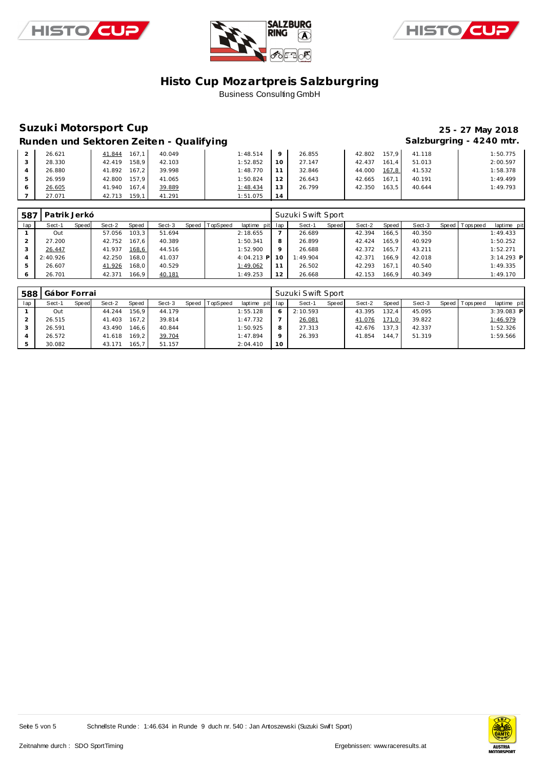# Histo Cup Mozartpreis Salzburgring

Business Consulting GmbH

## Suzuki Motorsport Cup

**25 - 27 May 2018**

### Runden und Sektoren Zeiten - Qualifying

**Salzburgring - 4240 mtr.**

| | | | | | | | | | | | | | | | | | | | | |
|---|---|---|---|---|---|---|---|---|---|---|---|---|---|---|---|---|---|---|---|---|
| 2 | 26.621 | | 41.844 | 167,1 | 40.049 | | | 1:48.514 | | 9 | 26.855 | | 42.802 | 157,9 | 41.118 | | | 1:50.775 | |
| 3 | 28.330 | | 42.419 | 158,9 | 42.103 | | | 1:52.852 | | 10 | 27.147 | | 42.437 | 161,4 | 51.013 | | | 2:00.597 | |
| 4 | 26.880 | | 41.892 | 167,2 | 39.998 | | | 1:48.770 | | 11 | 32.846 | | 44.000 | 167,8 | 41.532 | | | 1:58.378 | |
| 5 | 26.959 | | 42.800 | 157,9 | 41.065 | | | 1:50.824 | | 12 | 26.643 | | 42.665 | 167,1 | 40.191 | | | 1:49.499 | |
| 6 | 26.605 | | 41.940 | 167,4 | 39.889 | | | 1:48.434 | | 13 | 26.799 | | 42.350 | 163,5 | 40.644 | | | 1:49.793 | |
| 7 | 27.071 | | 42.713 | 159,1 | 41.291 | | | 1:51.075 | | 14 | | | | | | | | | |

| 587 | Patrik Jerkó | | | | | | | | | Suzuki Swift Sport | | | | | | | | | |
|---|---|---|---|---|---|---|---|---|---|---|---|---|---|---|---|---|---|---|---|
| lap | Sect-1 | Speed | Sect-2 | Speed | Sect-3 | Speed | TopSpeed | laptime | pit | lap | Sect-1 | Speed | Sect-2 | Speed | Sect-3 | Speed | Topspeed | laptime | pit |
| 1 | Out | | 57.056 | 103,3 | 51.694 | | | 2:18.655 | | 7 | 26.689 | | 42.394 | 166,5 | 40.350 | | | 1:49.433 | |
| 2 | 27.200 | | 42.752 | 167,6 | 40.389 | | | 1:50.341 | | 8 | 26.899 | | 42.424 | 165,9 | 40.929 | | | 1:50.252 | |
| 3 | 26.447 | | 41.937 | 168,6 | 44.516 | | | 1:52.900 | | 9 | 26.688 | | 42.372 | 165,7 | 43.211 | | | 1:52.271 | |
| 4 | 2:40.926 | | 42.250 | 168,0 | 41.037 | | | 4:04.213 | P | 10 | 1:49.904 | | 42.371 | 166,9 | 42.018 | | | 3:14.293 | P |
| 5 | 26.607 | | 41.926 | 168,0 | 40.529 | | | 1:49.062 | | 11 | 26.502 | | 42.293 | 167,1 | 40.540 | | | 1:49.335 | |
| 6 | 26.701 | | 42.371 | 166,9 | 40.181 | | | 1:49.253 | | 12 | 26.668 | | 42.153 | 166,9 | 40.349 | | | 1:49.170 | |

| 588 | Gábor Forrai | | | | | | | | | Suzuki Swift Sport | | | | | | | | | |
|---|---|---|---|---|---|---|---|---|---|---|---|---|---|---|---|---|---|---|---|
| lap | Sect-1 | Speed | Sect-2 | Speed | Sect-3 | Speed | TopSpeed | laptime | pit | lap | Sect-1 | Speed | Sect-2 | Speed | Sect-3 | Speed | Topspeed | laptime | pit |
| 1 | Out | | 44.244 | 156,9 | 44.179 | | | 1:55.128 | | 6 | 2:10.593 | | 43.395 | 132,4 | 45.095 | | | 3:39.083 | P |
| 2 | 26.515 | | 41.403 | 167,2 | 39.814 | | | 1:47.732 | | 7 | 26.081 | | 41.076 | 171,0 | 39.822 | | | 1:46.979 | |
| 3 | 26.591 | | 43.490 | 146,6 | 40.844 | | | 1:50.925 | | 8 | 27.313 | | 42.676 | 137,3 | 42.337 | | | 1:52.326 | |
| 4 | 26.572 | | 41.618 | 169,2 | 39.704 | | | 1:47.894 | | 9 | 26.393 | | 41.854 | 144,7 | 51.319 | | | 1:59.566 | |
| 5 | 30.082 | | 43.171 | 165,7 | 51.157 | | | 2:04.410 | | 10 | | | | | | | | | |

Schnellste Runde : 1:46.634 in Runde 9 duch nr. 540 : Jan Antoszewski (Suzuki Swift Sport)

Zeitnahme durch : SDO SportTiming

Ergebnissen: www.raceresults.at